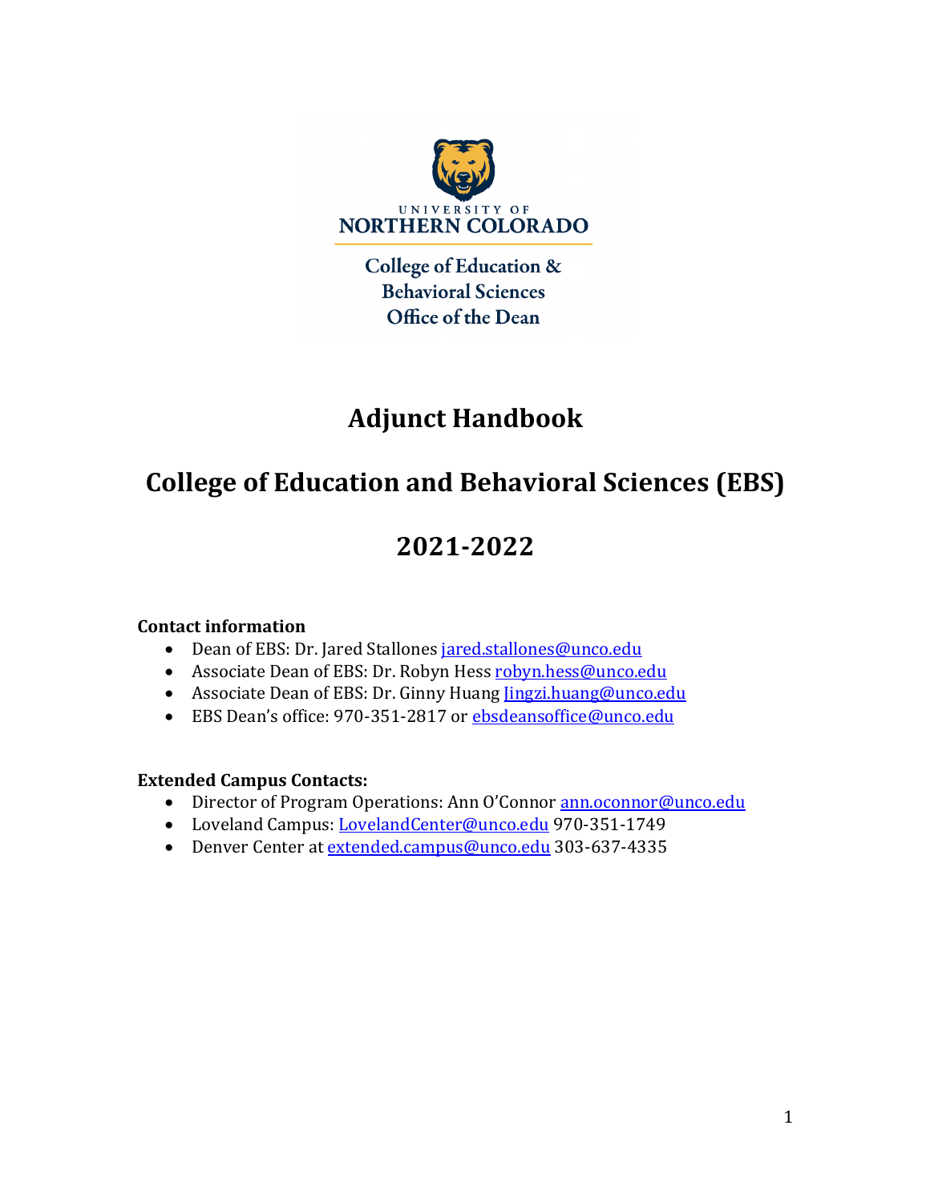UNIVERSITY OF
NORTHERN COLORADO

College of Education &
Behavioral Sciences
Office of the Dean

# Adjunct Handbook

# College of Education and Behavioral Sciences (EBS)

# 2021-2022

**Contact information**

- Dean of EBS: Dr. Jared Stallones jared.stallones@unco.edu
- Associate Dean of EBS: Dr. Robyn Hess robyn.hess@unco.edu
- Associate Dean of EBS: Dr. Ginny Huang Jingzi.huang@unco.edu
- EBS Dean's office: 970-351-2817 or ebsdeansoffice@unco.edu

**Extended Campus Contacts:**

- Director of Program Operations: Ann O'Connor ann.oconnor@unco.edu
- Loveland Campus: LovelandCenter@unco.edu 970-351-1749
- Denver Center at extended.campus@unco.edu 303-637-4335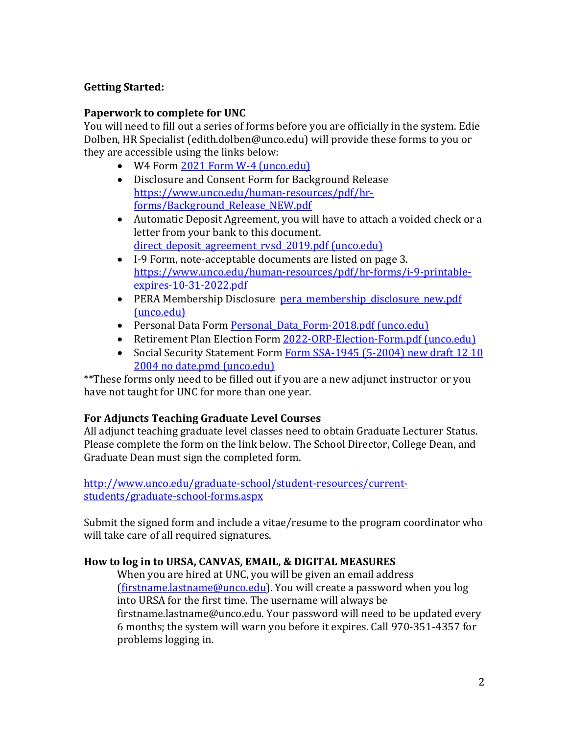**Getting Started:**

**Paperwork to complete for UNC**

You will need to fill out a series of forms before you are officially in the system. Edie Dolben, HR Specialist (edith.dolben@unco.edu) will provide these forms to you or they are accessible using the links below:

- W4 Form 2021 Form W-4 (unco.edu)
- Disclosure and Consent Form for Background Release https://www.unco.edu/human-resources/pdf/hr-forms/Background_Release_NEW.pdf
- Automatic Deposit Agreement, you will have to attach a voided check or a letter from your bank to this document. direct_deposit_agreement_rvsd_2019.pdf (unco.edu)
- I-9 Form, note-acceptable documents are listed on page 3. https://www.unco.edu/human-resources/pdf/hr-forms/i-9-printable-expires-10-31-2022.pdf
- PERA Membership Disclosure pera_membership_disclosure_new.pdf (unco.edu)
- Personal Data Form Personal_Data_Form-2018.pdf (unco.edu)
- Retirement Plan Election Form 2022-ORP-Election-Form.pdf (unco.edu)
- Social Security Statement Form Form SSA-1945 (5-2004) new draft 12 10 2004 no date.pmd (unco.edu)

**These forms only need to be filled out if you are a new adjunct instructor or you have not taught for UNC for more than one year.

**For Adjuncts Teaching Graduate Level Courses**

All adjunct teaching graduate level classes need to obtain Graduate Lecturer Status. Please complete the form on the link below. The School Director, College Dean, and Graduate Dean must sign the completed form.

http://www.unco.edu/graduate-school/student-resources/current-students/graduate-school-forms.aspx

Submit the signed form and include a vitae/resume to the program coordinator who will take care of all required signatures.

**How to log in to URSA, CANVAS, EMAIL, & DIGITAL MEASURES**

When you are hired at UNC, you will be given an email address (firstname.lastname@unco.edu). You will create a password when you log into URSA for the first time. The username will always be firstname.lastname@unco.edu. Your password will need to be updated every 6 months; the system will warn you before it expires. Call 970-351-4357 for problems logging in.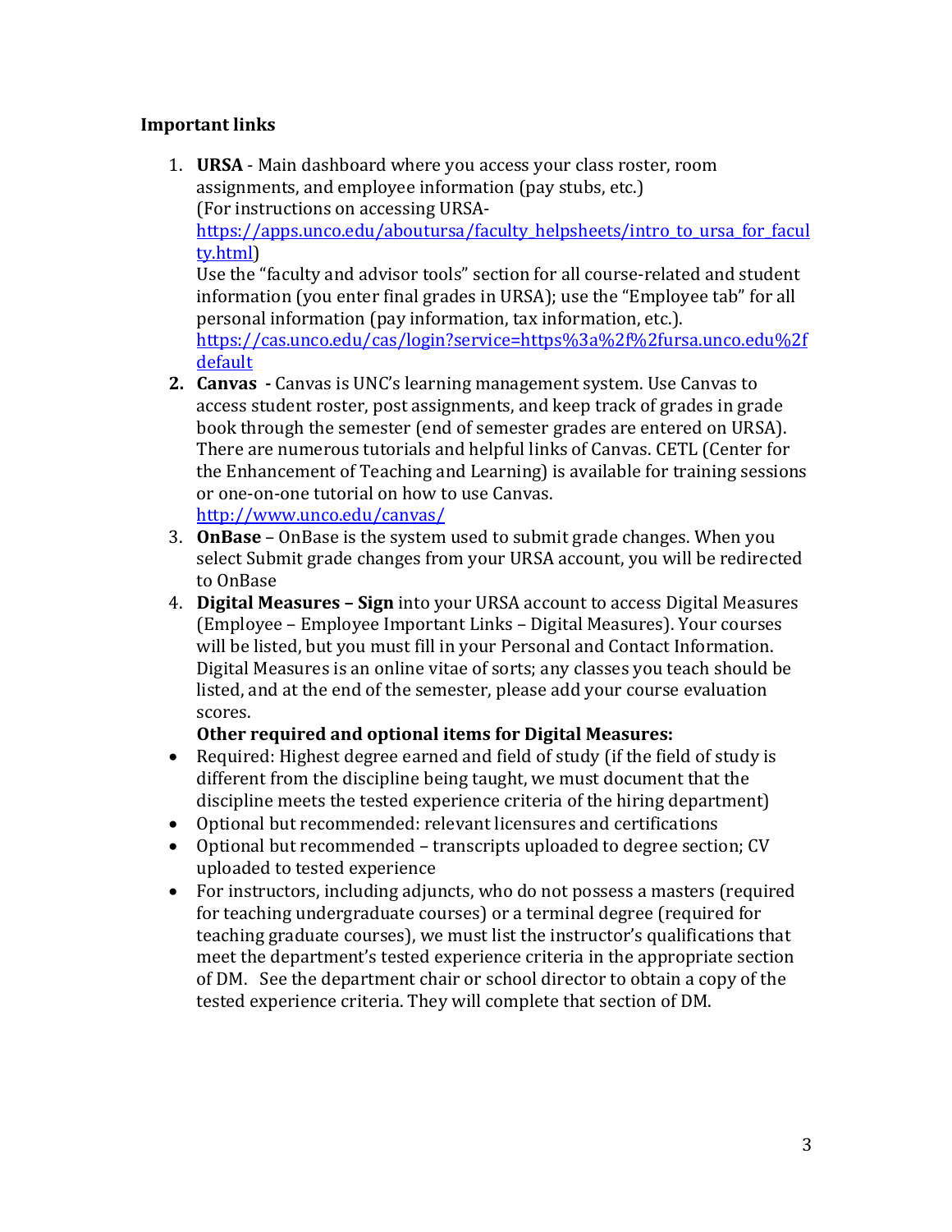**Important links**

1. **URSA** - Main dashboard where you access your class roster, room assignments, and employee information (pay stubs, etc.)
   (For instructions on accessing URSA- [https://apps.unco.edu/aboutursa/faculty_helpsheets/intro_to_ursa_for_faculty.html](https://apps.unco.edu/aboutursa/faculty_helpsheets/intro_to_ursa_for_faculty.html))
   Use the "faculty and advisor tools" section for all course-related and student information (you enter final grades in URSA); use the "Employee tab" for all personal information (pay information, tax information, etc.).
   [https://cas.unco.edu/cas/login?service=https%3a%2f%2fursa.unco.edu%2fdefault](https://cas.unco.edu/cas/login?service=https%3a%2f%2fursa.unco.edu%2fdefault)
2. **Canvas -** Canvas is UNC's learning management system. Use Canvas to access student roster, post assignments, and keep track of grades in grade book through the semester (end of semester grades are entered on URSA). There are numerous tutorials and helpful links of Canvas. CETL (Center for the Enhancement of Teaching and Learning) is available for training sessions or one-on-one tutorial on how to use Canvas.
   [http://www.unco.edu/canvas/](http://www.unco.edu/canvas/)
3. **OnBase** – OnBase is the system used to submit grade changes. When you select Submit grade changes from your URSA account, you will be redirected to OnBase
4. **Digital Measures – Sign** into your URSA account to access Digital Measures (Employee – Employee Important Links – Digital Measures). Your courses will be listed, but you must fill in your Personal and Contact Information. Digital Measures is an online vitae of sorts; any classes you teach should be listed, and at the end of the semester, please add your course evaluation scores.

   **Other required and optional items for Digital Measures:**

- Required: Highest degree earned and field of study (if the field of study is different from the discipline being taught, we must document that the discipline meets the tested experience criteria of the hiring department)
- Optional but recommended: relevant licensures and certifications
- Optional but recommended – transcripts uploaded to degree section; CV uploaded to tested experience
- For instructors, including adjuncts, who do not possess a masters (required for teaching undergraduate courses) or a terminal degree (required for teaching graduate courses), we must list the instructor's qualifications that meet the department's tested experience criteria in the appropriate section of DM. See the department chair or school director to obtain a copy of the tested experience criteria. They will complete that section of DM.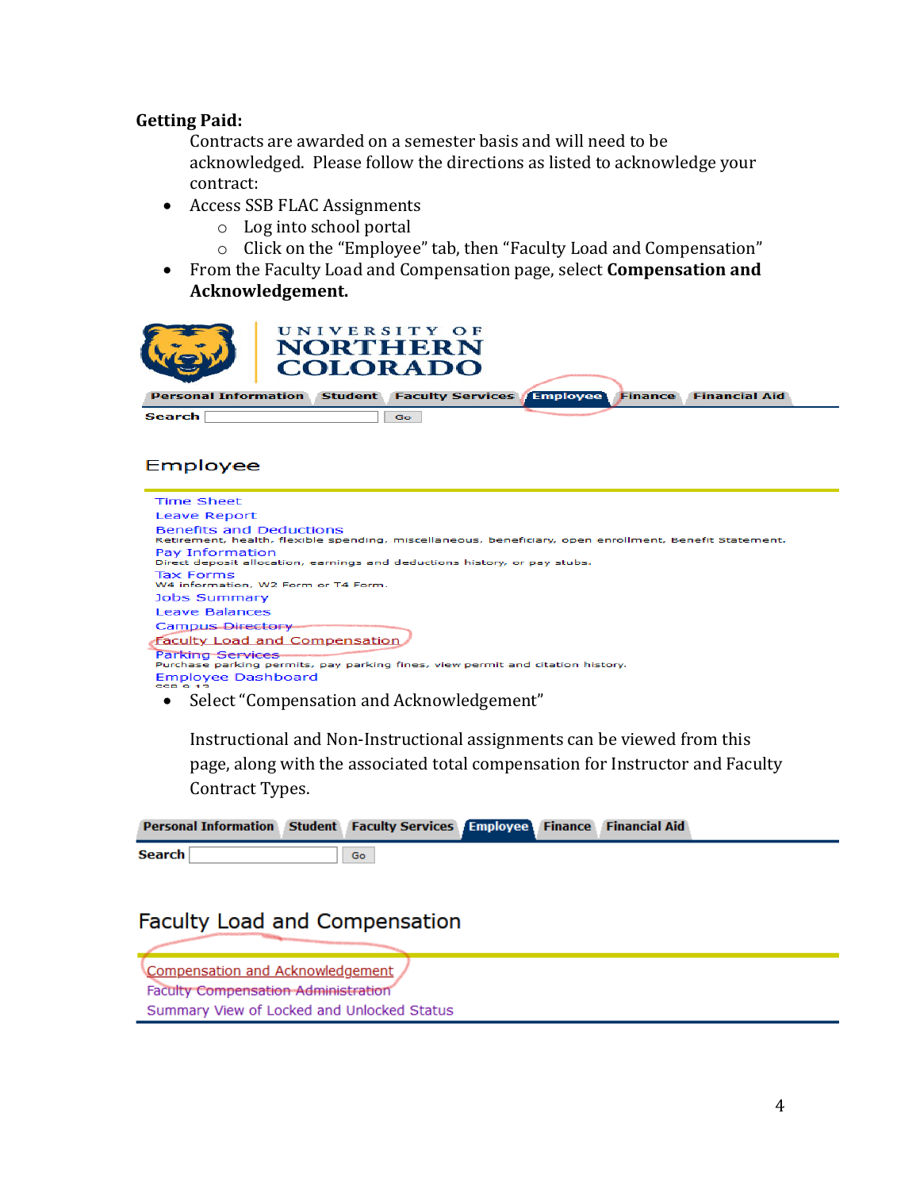**Getting Paid:**

Contracts are awarded on a semester basis and will need to be acknowledged. Please follow the directions as listed to acknowledge your contract:

- Access SSB FLAC Assignments
  - Log into school portal
  - Click on the “Employee” tab, then “Faculty Load and Compensation”
- From the Faculty Load and Compensation page, select **Compensation and Acknowledgement.**

UNIVERSITY OF NORTHERN COLORADO

Personal Information | Student | Faculty Services | Employee | Finance | Financial Aid

Search [ ] Go

Employee

Time Sheet
Leave Report
Benefits and Deductions
Retirement, health, flexible spending, miscellaneous, beneficiary, open enrollment, Benefit Statement.
Pay Information
Direct deposit allocation, earnings and deductions history, or pay stubs.
Tax Forms
W4 information, W2 Form or T4 Form.
Jobs Summary
Leave Balances
Campus Directory
Faculty Load and Compensation
Parking Services
Purchase parking permits, pay parking fines, view permit and citation history.
Employee Dashboard

- Select “Compensation and Acknowledgement”

  Instructional and Non-Instructional assignments can be viewed from this page, along with the associated total compensation for Instructor and Faculty Contract Types.

Personal Information | Student | Faculty Services | Employee | Finance | Financial Aid

Search [ ] Go

Faculty Load and Compensation

Compensation and Acknowledgement
Faculty Compensation Administration
Summary View of Locked and Unlocked Status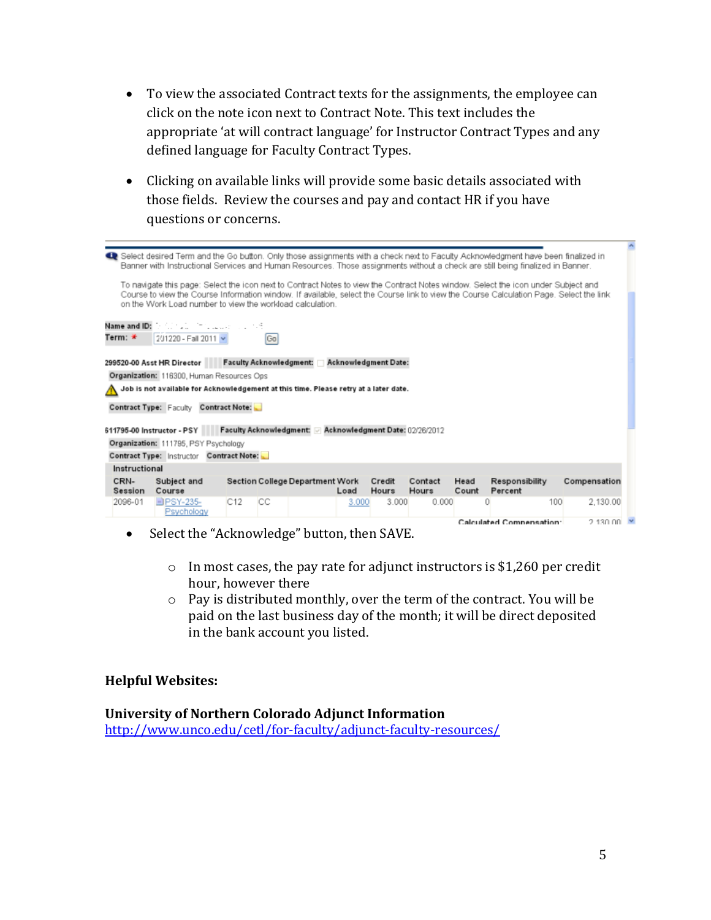- To view the associated Contract texts for the assignments, the employee can click on the note icon next to Contract Note. This text includes the appropriate 'at will contract language' for Instructor Contract Types and any defined language for Faculty Contract Types.

- Clicking on available links will provide some basic details associated with those fields. Review the courses and pay and contact HR if you have questions or concerns.

Select desired Term and the Go button. Only those assignments with a check next to Faculty Acknowledgment have been finalized in Banner with Instructional Services and Human Resources. Those assignments without a check are still being finalized in Banner.

To navigate this page: Select the icon next to Contract Notes to view the Contract Notes window. Select the icon under Subject and Course to view the Course Information window. If available, select the Course link to view the Course Calculation Page. Select the link on the Work Load number to view the workload calculation.

**Name and ID:**
**Term:** * 201220 - Fall 2011 [Go]

**299520-00 Asst HR Director** **Faculty Acknowledgment:** ☐ **Acknowledgment Date:**
**Organization:** 116300, Human Resources Ops
⚠ **Job is not available for Acknowledgement at this time. Please retry at a later date.**
**Contract Type:** Faculty **Contract Note:**

**611795-00 Instructor - PSY** **Faculty Acknowledgment:** ☑ **Acknowledgment Date:** 02/26/2012
**Organization:** 111795, PSY Psychology
**Contract Type:** Instructor **Contract Note:**

**Instructional**

| CRN-Session | Subject and Course | Section | College | Department | Work Load | Credit Hours | Contact Hours | Head Count | Responsibility Percent | Compensation |
|---|---|---|---|---|---|---|---|---|---|---|
| 2096-01 | PSY-235-Psychology | C12 | CC | | 3.000 | 3.000 | 0.000 | 0 | 100 | 2,130.00 |

**Calculated Compensation:** 2,130.00

- Select the "Acknowledge" button, then SAVE.
  - In most cases, the pay rate for adjunct instructors is $1,260 per credit hour, however there
  - Pay is distributed monthly, over the term of the contract. You will be paid on the last business day of the month; it will be direct deposited in the bank account you listed.

**Helpful Websites:**

**University of Northern Colorado Adjunct Information**
http://www.unco.edu/cetl/for-faculty/adjunct-faculty-resources/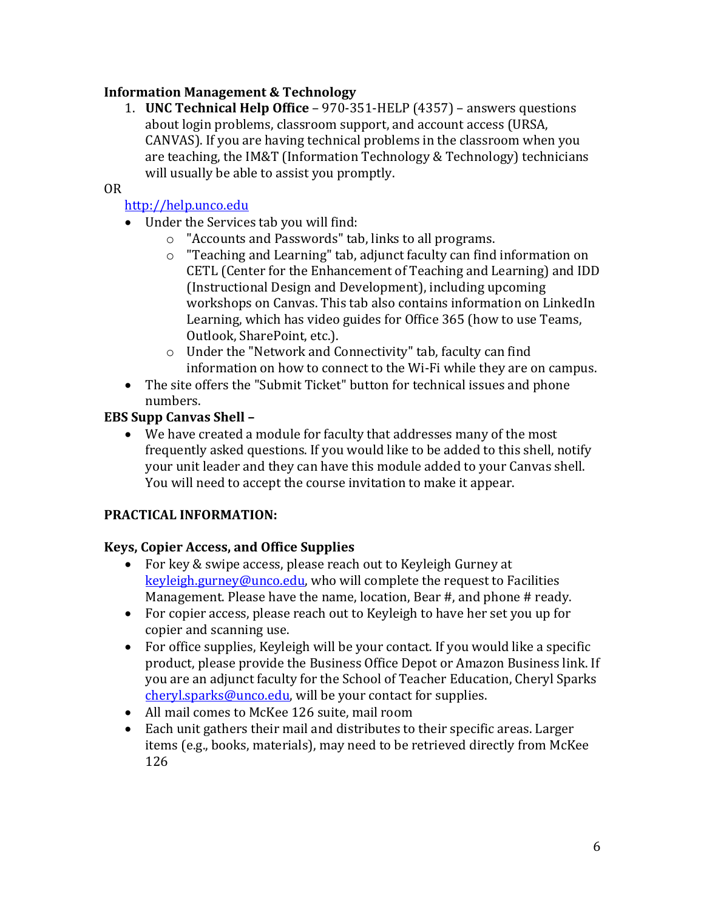**Information Management & Technology**

1. **UNC Technical Help Office** – 970-351-HELP (4357) – answers questions about login problems, classroom support, and account access (URSA, CANVAS). If you are having technical problems in the classroom when you are teaching, the IM&T (Information Technology & Technology) technicians will usually be able to assist you promptly.

OR

[http://help.unco.edu](http://help.unco.edu)

- Under the Services tab you will find:
  - "Accounts and Passwords" tab, links to all programs.
  - "Teaching and Learning" tab, adjunct faculty can find information on CETL (Center for the Enhancement of Teaching and Learning) and IDD (Instructional Design and Development), including upcoming workshops on Canvas. This tab also contains information on LinkedIn Learning, which has video guides for Office 365 (how to use Teams, Outlook, SharePoint, etc.).
  - Under the "Network and Connectivity" tab, faculty can find information on how to connect to the Wi-Fi while they are on campus.
- The site offers the "Submit Ticket" button for technical issues and phone numbers.

**EBS Supp Canvas Shell –**

- We have created a module for faculty that addresses many of the most frequently asked questions. If you would like to be added to this shell, notify your unit leader and they can have this module added to your Canvas shell. You will need to accept the course invitation to make it appear.

**PRACTICAL INFORMATION:**

**Keys, Copier Access, and Office Supplies**

- For key & swipe access, please reach out to Keyleigh Gurney at [keyleigh.gurney@unco.edu](mailto:keyleigh.gurney@unco.edu), who will complete the request to Facilities Management. Please have the name, location, Bear #, and phone # ready.
- For copier access, please reach out to Keyleigh to have her set you up for copier and scanning use.
- For office supplies, Keyleigh will be your contact. If you would like a specific product, please provide the Business Office Depot or Amazon Business link. If you are an adjunct faculty for the School of Teacher Education, Cheryl Sparks [cheryl.sparks@unco.edu](mailto:cheryl.sparks@unco.edu), will be your contact for supplies.
- All mail comes to McKee 126 suite, mail room
- Each unit gathers their mail and distributes to their specific areas. Larger items (e.g., books, materials), may need to be retrieved directly from McKee 126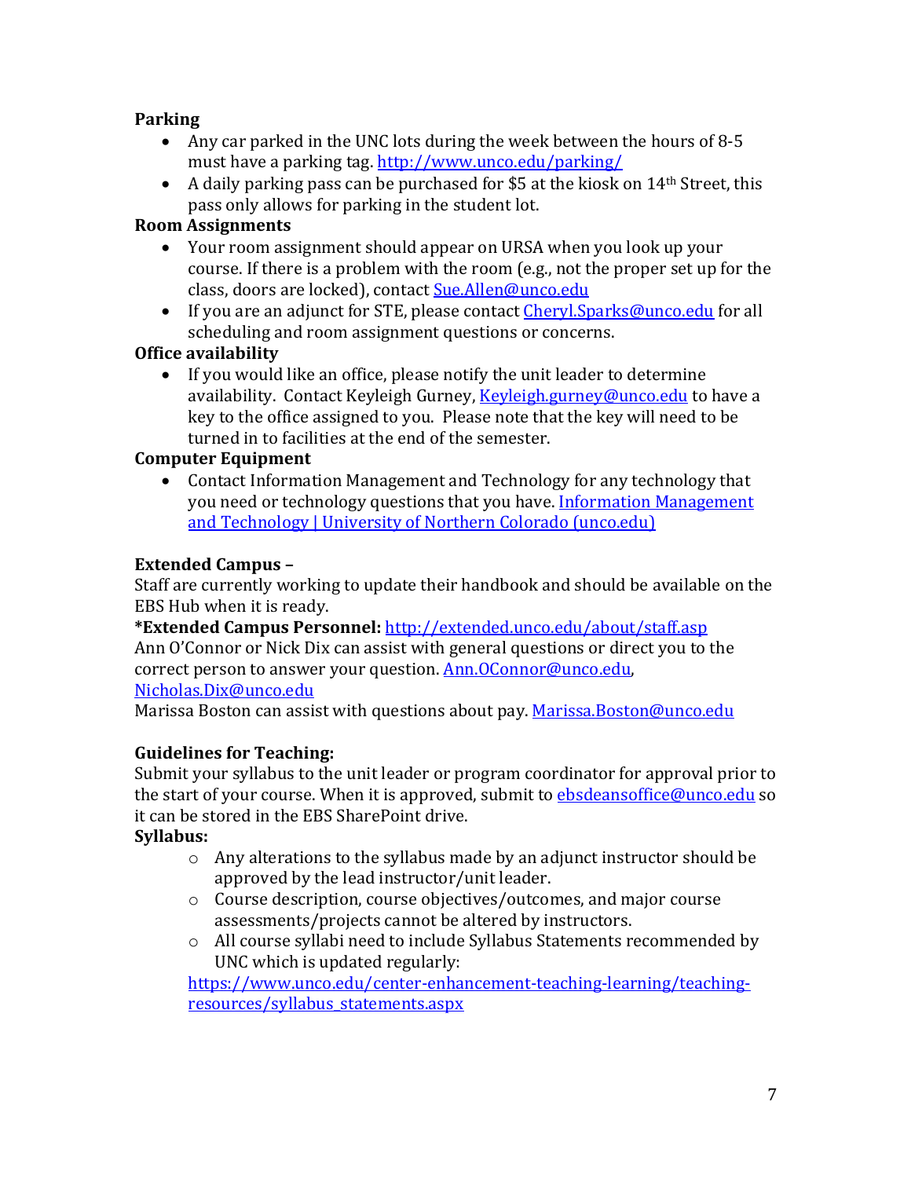**Parking**

- Any car parked in the UNC lots during the week between the hours of 8-5 must have a parking tag. [http://www.unco.edu/parking/](http://www.unco.edu/parking/)
- A daily parking pass can be purchased for $5 at the kiosk on 14th Street, this pass only allows for parking in the student lot.

**Room Assignments**

- Your room assignment should appear on URSA when you look up your course. If there is a problem with the room (e.g., not the proper set up for the class, doors are locked), contact [Sue.Allen@unco.edu](mailto:Sue.Allen@unco.edu)
- If you are an adjunct for STE, please contact [Cheryl.Sparks@unco.edu](mailto:Cheryl.Sparks@unco.edu) for all scheduling and room assignment questions or concerns.

**Office availability**

- If you would like an office, please notify the unit leader to determine availability. Contact Keyleigh Gurney, [Keyleigh.gurney@unco.edu](mailto:Keyleigh.gurney@unco.edu) to have a key to the office assigned to you. Please note that the key will need to be turned in to facilities at the end of the semester.

**Computer Equipment**

- Contact Information Management and Technology for any technology that you need or technology questions that you have. Information Management and Technology | University of Northern Colorado (unco.edu)

**Extended Campus –**

Staff are currently working to update their handbook and should be available on the EBS Hub when it is ready.

**\*Extended Campus Personnel:** [http://extended.unco.edu/about/staff.asp](http://extended.unco.edu/about/staff.asp)
Ann O'Connor or Nick Dix can assist with general questions or direct you to the correct person to answer your question. [Ann.OConnor@unco.edu](mailto:Ann.OConnor@unco.edu), [Nicholas.Dix@unco.edu](mailto:Nicholas.Dix@unco.edu)
Marissa Boston can assist with questions about pay. [Marissa.Boston@unco.edu](mailto:Marissa.Boston@unco.edu)

**Guidelines for Teaching:**

Submit your syllabus to the unit leader or program coordinator for approval prior to the start of your course. When it is approved, submit to [ebsdeansoffice@unco.edu](mailto:ebsdeansoffice@unco.edu) so it can be stored in the EBS SharePoint drive.

**Syllabus:**

- Any alterations to the syllabus made by an adjunct instructor should be approved by the lead instructor/unit leader.
- Course description, course objectives/outcomes, and major course assessments/projects cannot be altered by instructors.
- All course syllabi need to include Syllabus Statements recommended by UNC which is updated regularly: [https://www.unco.edu/center-enhancement-teaching-learning/teaching-resources/syllabus_statements.aspx](https://www.unco.edu/center-enhancement-teaching-learning/teaching-resources/syllabus_statements.aspx)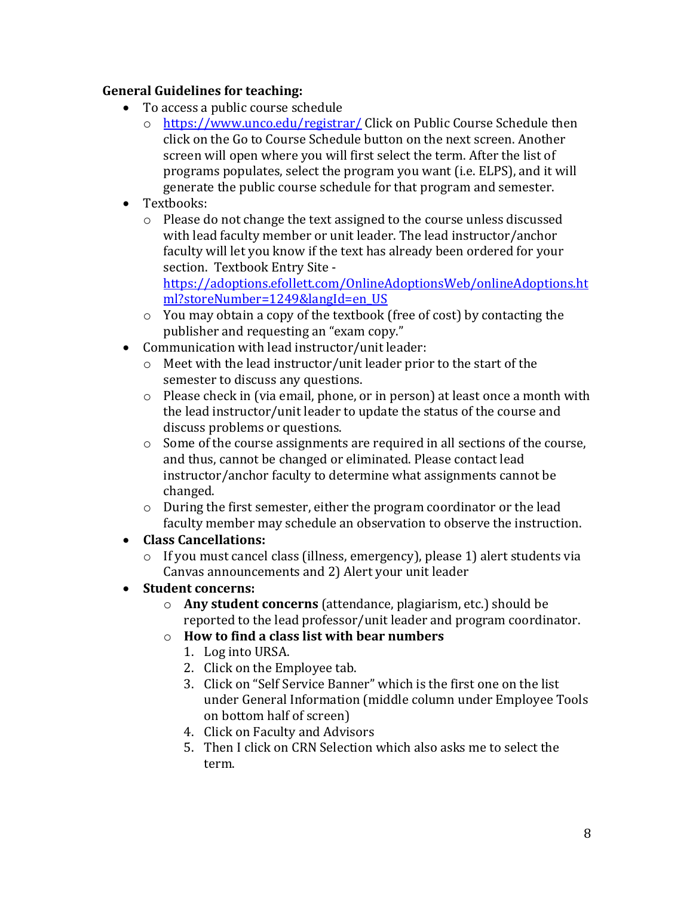**General Guidelines for teaching:**

- To access a public course schedule
  - [https://www.unco.edu/registrar/](https://www.unco.edu/registrar/) Click on Public Course Schedule then click on the Go to Course Schedule button on the next screen. Another screen will open where you will first select the term. After the list of programs populates, select the program you want (i.e. ELPS), and it will generate the public course schedule for that program and semester.
- Textbooks:
  - Please do not change the text assigned to the course unless discussed with lead faculty member or unit leader. The lead instructor/anchor faculty will let you know if the text has already been ordered for your section. Textbook Entry Site - [https://adoptions.efollett.com/OnlineAdoptionsWeb/onlineAdoptions.html?storeNumber=1249&langId=en_US](https://adoptions.efollett.com/OnlineAdoptionsWeb/onlineAdoptions.html?storeNumber=1249&langId=en_US)
  - You may obtain a copy of the textbook (free of cost) by contacting the publisher and requesting an "exam copy."
- Communication with lead instructor/unit leader:
  - Meet with the lead instructor/unit leader prior to the start of the semester to discuss any questions.
  - Please check in (via email, phone, or in person) at least once a month with the lead instructor/unit leader to update the status of the course and discuss problems or questions.
  - Some of the course assignments are required in all sections of the course, and thus, cannot be changed or eliminated. Please contact lead instructor/anchor faculty to determine what assignments cannot be changed.
  - During the first semester, either the program coordinator or the lead faculty member may schedule an observation to observe the instruction.
- **Class Cancellations:**
  - If you must cancel class (illness, emergency), please 1) alert students via Canvas announcements and 2) Alert your unit leader
- **Student concerns:**
  - **Any student concerns** (attendance, plagiarism, etc.) should be reported to the lead professor/unit leader and program coordinator.
  - **How to find a class list with bear numbers**
    1. Log into URSA.
    2. Click on the Employee tab.
    3. Click on "Self Service Banner" which is the first one on the list under General Information (middle column under Employee Tools on bottom half of screen)
    4. Click on Faculty and Advisors
    5. Then I click on CRN Selection which also asks me to select the term.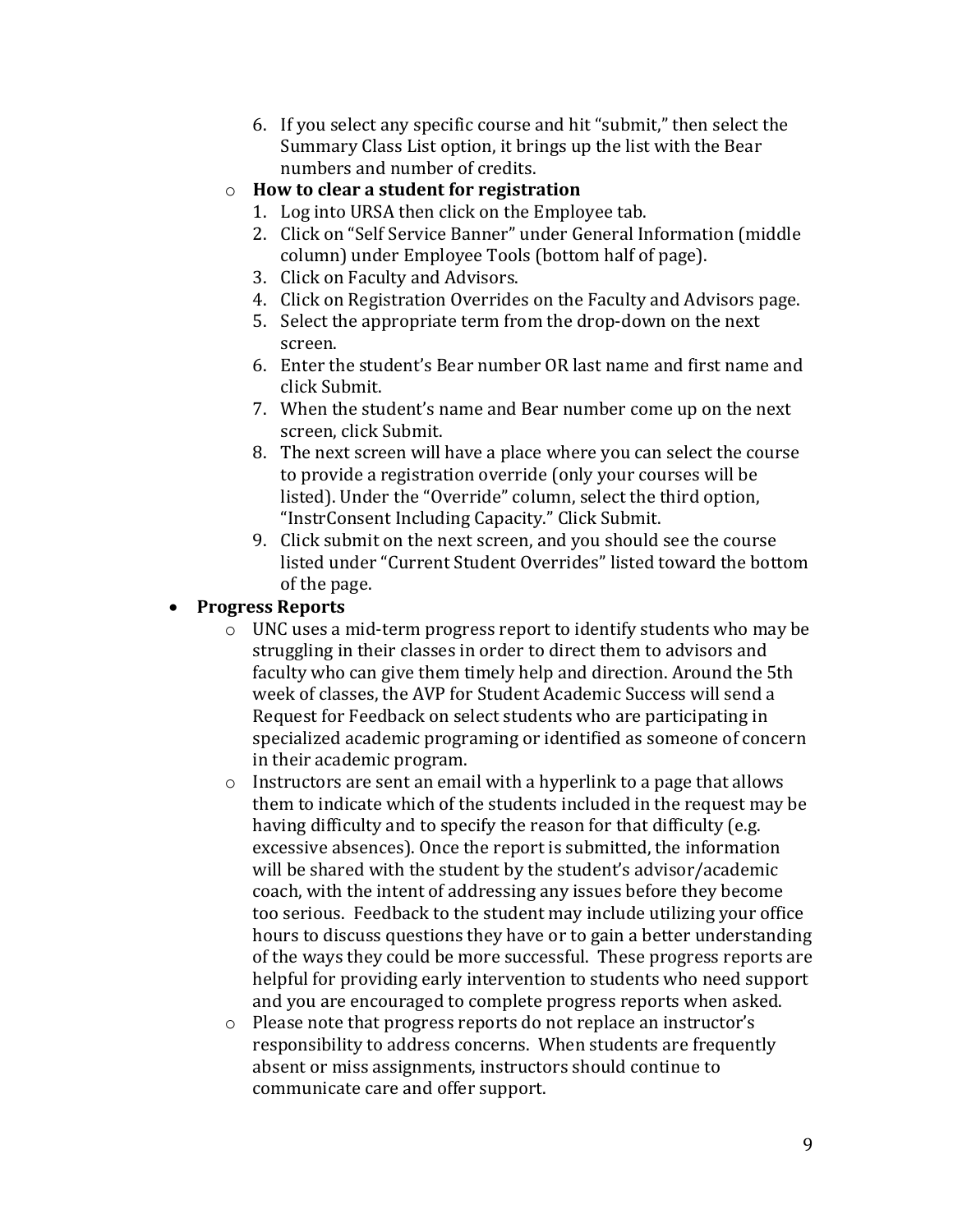6. If you select any specific course and hit "submit," then select the Summary Class List option, it brings up the list with the Bear numbers and number of credits.

- **How to clear a student for registration**
  1. Log into URSA then click on the Employee tab.
  2. Click on "Self Service Banner" under General Information (middle column) under Employee Tools (bottom half of page).
  3. Click on Faculty and Advisors.
  4. Click on Registration Overrides on the Faculty and Advisors page.
  5. Select the appropriate term from the drop-down on the next screen.
  6. Enter the student's Bear number OR last name and first name and click Submit.
  7. When the student's name and Bear number come up on the next screen, click Submit.
  8. The next screen will have a place where you can select the course to provide a registration override (only your courses will be listed). Under the "Override" column, select the third option, "InstrConsent Including Capacity." Click Submit.
  9. Click submit on the next screen, and you should see the course listed under "Current Student Overrides" listed toward the bottom of the page.

- **Progress Reports**
  - UNC uses a mid-term progress report to identify students who may be struggling in their classes in order to direct them to advisors and faculty who can give them timely help and direction. Around the 5th week of classes, the AVP for Student Academic Success will send a Request for Feedback on select students who are participating in specialized academic programing or identified as someone of concern in their academic program.
  - Instructors are sent an email with a hyperlink to a page that allows them to indicate which of the students included in the request may be having difficulty and to specify the reason for that difficulty (e.g. excessive absences). Once the report is submitted, the information will be shared with the student by the student's advisor/academic coach, with the intent of addressing any issues before they become too serious. Feedback to the student may include utilizing your office hours to discuss questions they have or to gain a better understanding of the ways they could be more successful. These progress reports are helpful for providing early intervention to students who need support and you are encouraged to complete progress reports when asked.
  - Please note that progress reports do not replace an instructor's responsibility to address concerns. When students are frequently absent or miss assignments, instructors should continue to communicate care and offer support.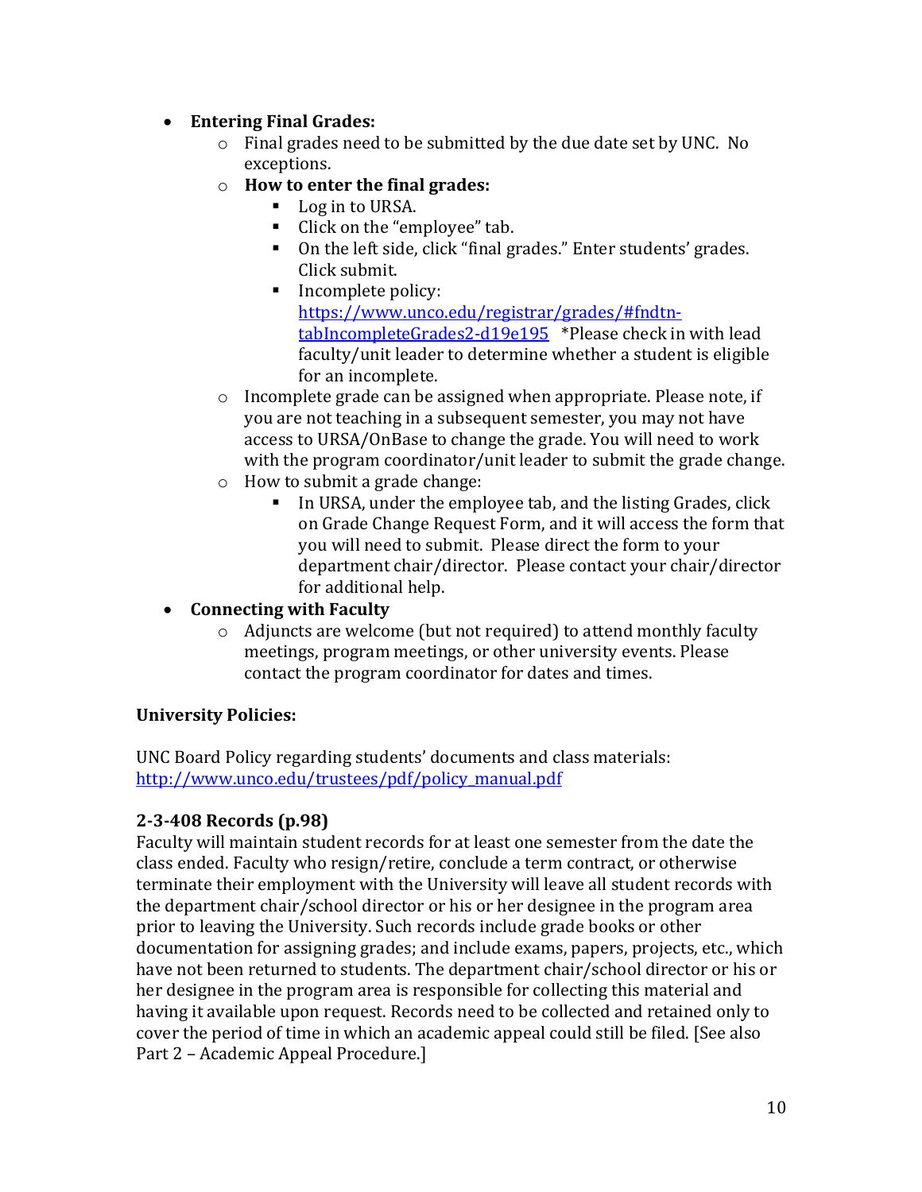- **Entering Final Grades:**
    - Final grades need to be submitted by the due date set by UNC. No exceptions.
    - **How to enter the final grades:**
        - Log in to URSA.
        - Click on the "employee" tab.
        - On the left side, click "final grades." Enter students' grades. Click submit.
        - Incomplete policy: [https://www.unco.edu/registrar/grades/#fndtn-tabIncompleteGrades2-d19e195](https://www.unco.edu/registrar/grades/#fndtn-tabIncompleteGrades2-d19e195) *Please check in with lead faculty/unit leader to determine whether a student is eligible for an incomplete.
    - Incomplete grade can be assigned when appropriate. Please note, if you are not teaching in a subsequent semester, you may not have access to URSA/OnBase to change the grade. You will need to work with the program coordinator/unit leader to submit the grade change.
    - How to submit a grade change:
        - In URSA, under the employee tab, and the listing Grades, click on Grade Change Request Form, and it will access the form that you will need to submit. Please direct the form to your department chair/director. Please contact your chair/director for additional help.
- **Connecting with Faculty**
    - Adjuncts are welcome (but not required) to attend monthly faculty meetings, program meetings, or other university events. Please contact the program coordinator for dates and times.

**University Policies:**

UNC Board Policy regarding students' documents and class materials: [http://www.unco.edu/trustees/pdf/policy_manual.pdf](http://www.unco.edu/trustees/pdf/policy_manual.pdf)

**2-3-408 Records (p.98)**

Faculty will maintain student records for at least one semester from the date the class ended. Faculty who resign/retire, conclude a term contract, or otherwise terminate their employment with the University will leave all student records with the department chair/school director or his or her designee in the program area prior to leaving the University. Such records include grade books or other documentation for assigning grades; and include exams, papers, projects, etc., which have not been returned to students. The department chair/school director or his or her designee in the program area is responsible for collecting this material and having it available upon request. Records need to be collected and retained only to cover the period of time in which an academic appeal could still be filed. [See also Part 2 – Academic Appeal Procedure.]